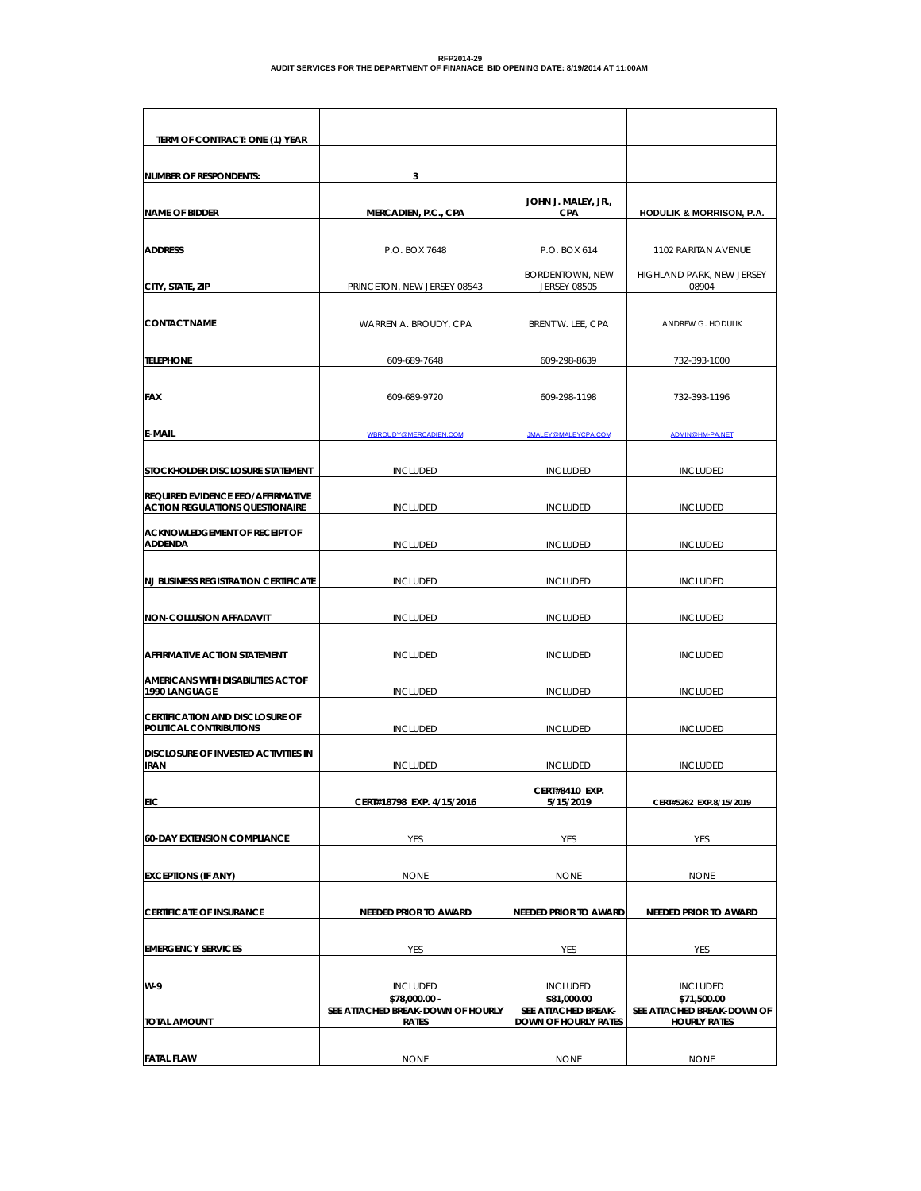**RFP2014-29**
**AUDIT SERVICES FOR THE DEPARTMENT OF FINANACE BID OPENING DATE: 8/19/2014 AT 11:00AM**

| TERM OF CONTRACT: ONE (1) YEAR | | | |
|---|---|---|---|
| NUMBER OF RESPONDENTS: | 3 | | |
| NAME OF BIDDER | MERCADIEN, P.C., CPA | JOHN J. MALEY, JR., CPA | HODULIK & MORRISON, P.A. |
| ADDRESS | P.O. BOX 7648 | P.O. BOX 614 | 1102 RARITAN AVENUE |
| CITY, STATE, ZIP | PRINCETON, NEW JERSEY 08543 | BORDENTOWN, NEW JERSEY 08505 | HIGHLAND PARK, NEW JERSEY 08904 |
| CONTACT NAME | WARREN A. BROUDY, CPA | BRENT W. LEE, CPA | ANDREW G. HODULIK |
| TELEPHONE | 609-689-7648 | 609-298-8639 | 732-393-1000 |
| FAX | 609-689-9720 | 609-298-1198 | 732-393-1196 |
| E-MAIL | WBROUDY@MERCADIEN.COM | JMALEY@MALEYCPA.COM | ADMIN@HM-PA.NET |
| STOCKHOLDER DISCLOSURE STATEMENT | INCLUDED | INCLUDED | INCLUDED |
| REQUIRED EVIDENCE EEO/AFFIRMATIVE ACTION REGULATIONS QUESTIONAIRE | INCLUDED | INCLUDED | INCLUDED |
| ACKNOWLEDGEMENT OF RECEIPT OF ADDENDA | INCLUDED | INCLUDED | INCLUDED |
| NJ BUSINESS REGISTRATION CERTIFICATE | INCLUDED | INCLUDED | INCLUDED |
| NON-COLLUSION AFFADAVIT | INCLUDED | INCLUDED | INCLUDED |
| AFFIRMATIVE ACTION STATEMENT | INCLUDED | INCLUDED | INCLUDED |
| AMERICANS WITH DISABILITIES ACT OF 1990 LANGUAGE | INCLUDED | INCLUDED | INCLUDED |
| CERTIFICATION AND DISCLOSURE OF POLITICAL CONTRIBUTIONS | INCLUDED | INCLUDED | INCLUDED |
| DISCLOSURE OF INVESTED ACTIVITIES IN IRAN | INCLUDED | INCLUDED | INCLUDED |
| EIC | CERT#18798 EXP. 4/15/2016 | CERT#8410 EXP. 5/15/2019 | CERT#5262 EXP.8/15/2019 |
| 60-DAY EXTENSION COMPLIANCE | YES | YES | YES |
| EXCEPTIONS (IF ANY) | NONE | NONE | NONE |
| CERTIFICATE OF INSURANCE | NEEDED PRIOR TO AWARD | NEEDED PRIOR TO AWARD | NEEDED PRIOR TO AWARD |
| EMERGENCY SERVICES | YES | YES | YES |
| W-9 | INCLUDED | INCLUDED | INCLUDED |
| TOTAL AMOUNT | $78,000.00 - SEE ATTACHED BREAK-DOWN OF HOURLY RATES | $81,000.00 SEE ATTACHED BREAK-DOWN OF HOURLY RATES | $71,500.00 SEE ATTACHED BREAK-DOWN OF HOURLY RATES |
| FATAL FLAW | NONE | NONE | NONE |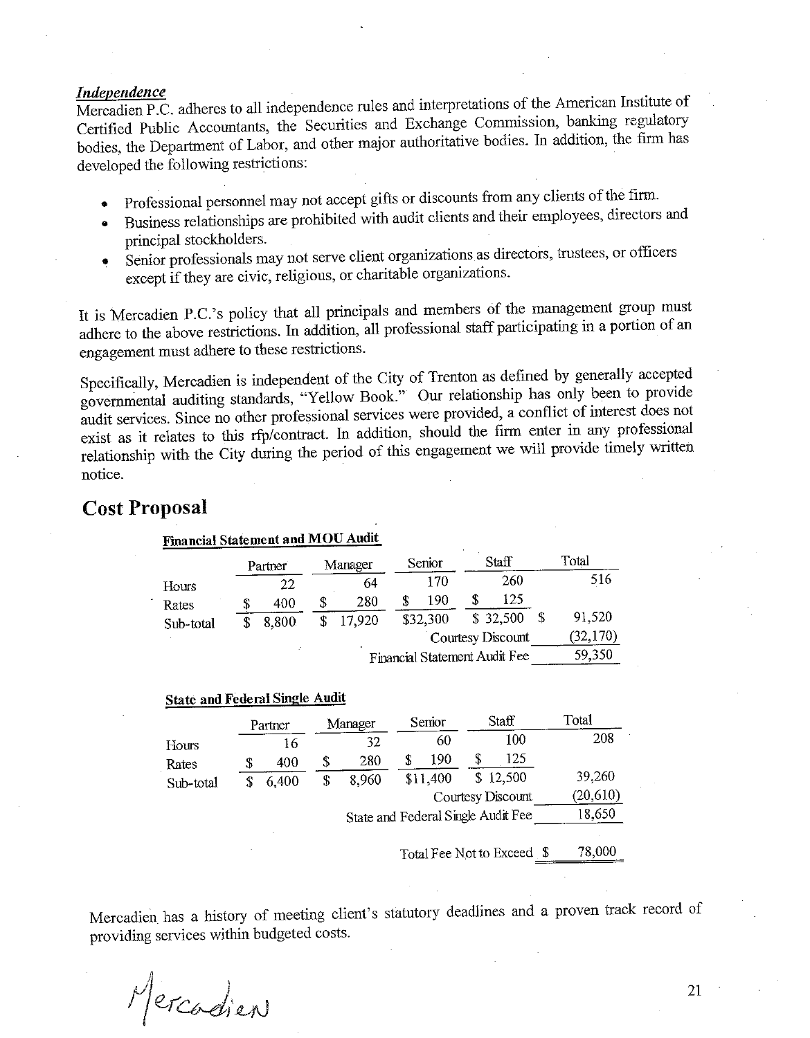***Independence***

Mercadien P.C. adheres to all independence rules and interpretations of the American Institute of Certified Public Accountants, the Securities and Exchange Commission, banking regulatory bodies, the Department of Labor, and other major authoritative bodies. In addition, the firm has developed the following restrictions:

- Professional personnel may not accept gifts or discounts from any clients of the firm.
- Business relationships are prohibited with audit clients and their employees, directors and principal stockholders.
- Senior professionals may not serve client organizations as directors, trustees, or officers except if they are civic, religious, or charitable organizations.

It is Mercadien P.C.'s policy that all principals and members of the management group must adhere to the above restrictions. In addition, all professional staff participating in a portion of an engagement must adhere to these restrictions.

Specifically, Mercadien is independent of the City of Trenton as defined by generally accepted governmental auditing standards, "Yellow Book." Our relationship has only been to provide audit services. Since no other professional services were provided, a conflict of interest does not exist as it relates to this rfp/contract. In addition, should the firm enter in any professional relationship with the City during the period of this engagement we will provide timely written notice.

## Cost Proposal

**Financial Statement and MOU Audit**

| | Partner | Manager | Senior | Staff | Total |
|---|---|---|---|---|---|
| Hours | 22 | 64 | 170 | 260 | 516 |
| Rates | $ 400 | $ 280 | $ 190 | $ 125 | |
| Sub-total | $ 8,800 | $ 17,920 | $32,300 | $ 32,500 | $ 91,520 |
| | | | | Courtesy Discount | (32,170) |
| | | | | Financial Statement Audit Fee | 59,350 |

**State and Federal Single Audit**

| | Partner | Manager | Senior | Staff | Total |
|---|---|---|---|---|---|
| Hours | 16 | 32 | 60 | 100 | 208 |
| Rates | $ 400 | $ 280 | $ 190 | $ 125 | |
| Sub-total | $ 6,400 | $ 8,960 | $11,400 | $ 12,500 | 39,260 |
| | | | | Courtesy Discount | (20,610) |
| | | | | State and Federal Single Audit Fee | 18,650 |

Total Fee Not to Exceed $ 78,000

Mercadien has a history of meeting client's statutory deadlines and a proven track record of providing services within budgeted costs.

Mercadien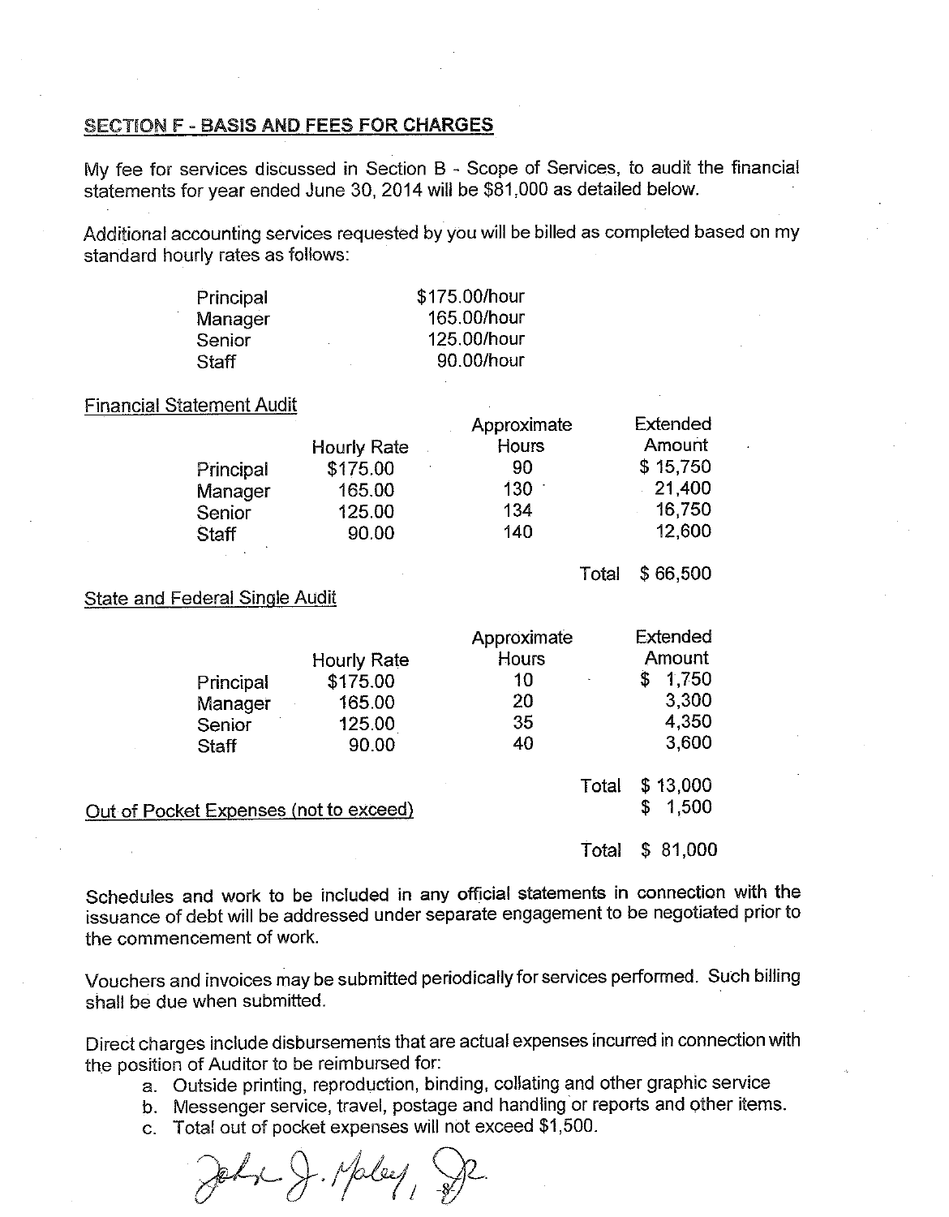## SECTION F - BASIS AND FEES FOR CHARGES

My fee for services discussed in Section B - Scope of Services, to audit the financial statements for year ended June 30, 2014 will be $81,000 as detailed below.

Additional accounting services requested by you will be billed as completed based on my standard hourly rates as follows:

| | |
|---|---|
| Principal | $175.00/hour |
| Manager | 165.00/hour |
| Senior | 125.00/hour |
| Staff | 90.00/hour |

Financial Statement Audit

| | Hourly Rate | Approximate Hours | | Extended Amount |
|---|---|---|---|---|
| Principal | $175.00 | 90 | | $ 15,750 |
| Manager | 165.00 | 130 | | 21,400 |
| Senior | 125.00 | 134 | | 16,750 |
| Staff | 90.00 | 140 | | 12,600 |
| | | | Total | $ 66,500 |

State and Federal Single Audit

| | Hourly Rate | Approximate Hours | | Extended Amount |
|---|---|---|---|---|
| Principal | $175.00 | 10 | | $ 1,750 |
| Manager | 165.00 | 20 | | 3,300 |
| Senior | 125.00 | 35 | | 4,350 |
| Staff | 90.00 | 40 | | 3,600 |
| | | | Total | $ 13,000 |
| Out of Pocket Expenses (not to exceed) | | | | $ 1,500 |
| | | | Total | $ 81,000 |

Schedules and work to be included in any official statements in connection with the issuance of debt will be addressed under separate engagement to be negotiated prior to the commencement of work.

Vouchers and invoices may be submitted periodically for services performed. Such billing shall be due when submitted.

Direct charges include disbursements that are actual expenses incurred in connection with the position of Auditor to be reimbursed for:

a. Outside printing, reproduction, binding, collating and other graphic service
b. Messenger service, travel, postage and handling or reports and other items.
c. Total out of pocket expenses will not exceed $1,500.

John J. Maley, Jr.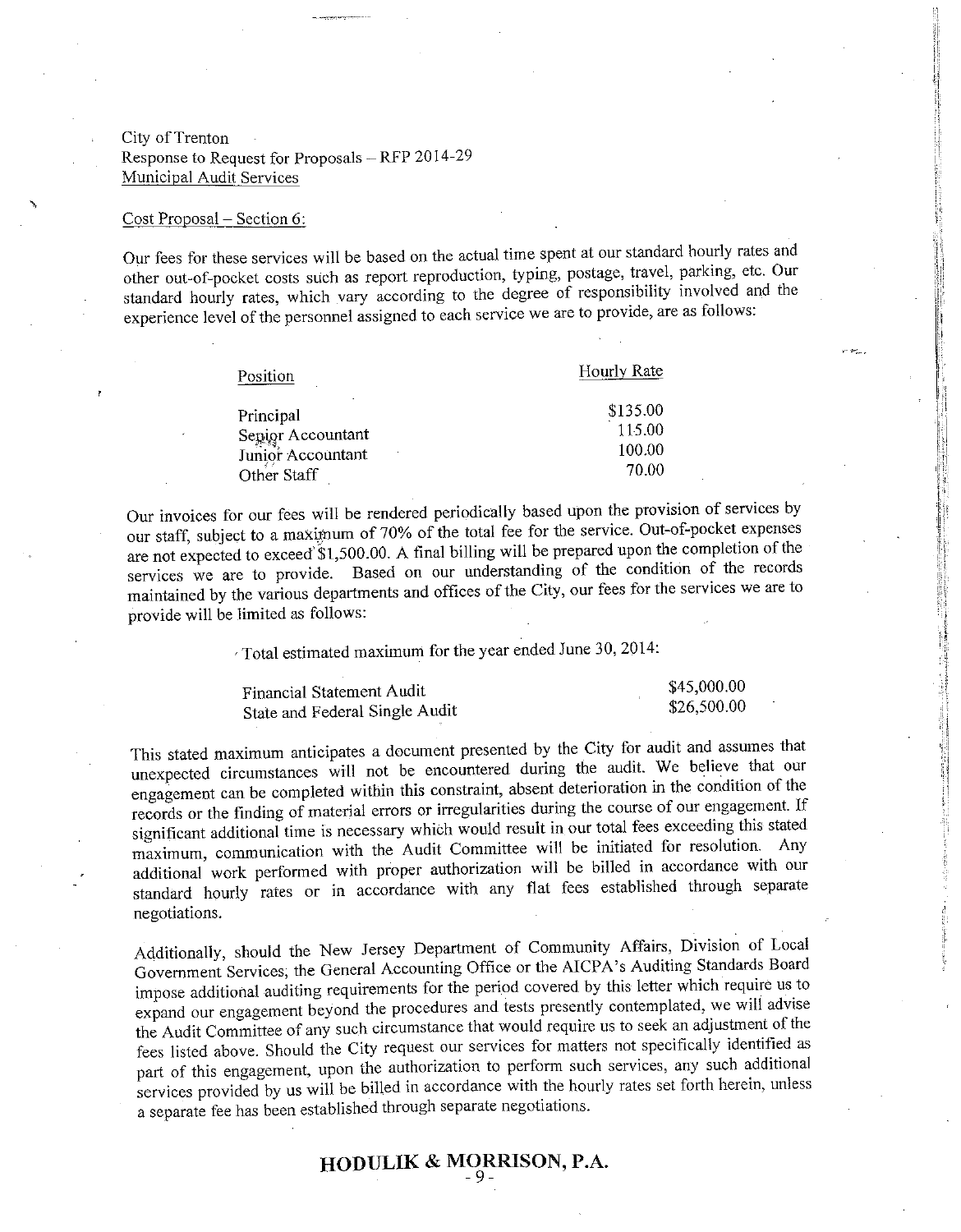City of Trenton
Response to Request for Proposals – RFP 2014-29
Municipal Audit Services

Cost Proposal – Section 6:

Our fees for these services will be based on the actual time spent at our standard hourly rates and other out-of-pocket costs such as report reproduction, typing, postage, travel, parking, etc. Our standard hourly rates, which vary according to the degree of responsibility involved and the experience level of the personnel assigned to each service we are to provide, are as follows:

| Position | Hourly Rate |
|---|---|
| Principal | $135.00 |
| Senior Accountant | 115.00 |
| Junior Accountant | 100.00 |
| Other Staff | 70.00 |

Our invoices for our fees will be rendered periodically based upon the provision of services by our staff, subject to a maximum of 70% of the total fee for the service. Out-of-pocket expenses are not expected to exceed $1,500.00. A final billing will be prepared upon the completion of the services we are to provide. Based on our understanding of the condition of the records maintained by the various departments and offices of the City, our fees for the services we are to provide will be limited as follows:

Total estimated maximum for the year ended June 30, 2014:

| | |
|---|---|
| Financial Statement Audit | $45,000.00 |
| State and Federal Single Audit | $26,500.00 |

This stated maximum anticipates a document presented by the City for audit and assumes that unexpected circumstances will not be encountered during the audit. We believe that our engagement can be completed within this constraint, absent deterioration in the condition of the records or the finding of material errors or irregularities during the course of our engagement. If significant additional time is necessary which would result in our total fees exceeding this stated maximum, communication with the Audit Committee will be initiated for resolution. Any additional work performed with proper authorization will be billed in accordance with our standard hourly rates or in accordance with any flat fees established through separate negotiations.

Additionally, should the New Jersey Department of Community Affairs, Division of Local Government Services, the General Accounting Office or the AICPA's Auditing Standards Board impose additional auditing requirements for the period covered by this letter which require us to expand our engagement beyond the procedures and tests presently contemplated, we will advise the Audit Committee of any such circumstance that would require us to seek an adjustment of the fees listed above. Should the City request our services for matters not specifically identified as part of this engagement, upon the authorization to perform such services, any such additional services provided by us will be billed in accordance with the hourly rates set forth herein, unless a separate fee has been established through separate negotiations.

**HODULIK & MORRISON, P.A.**